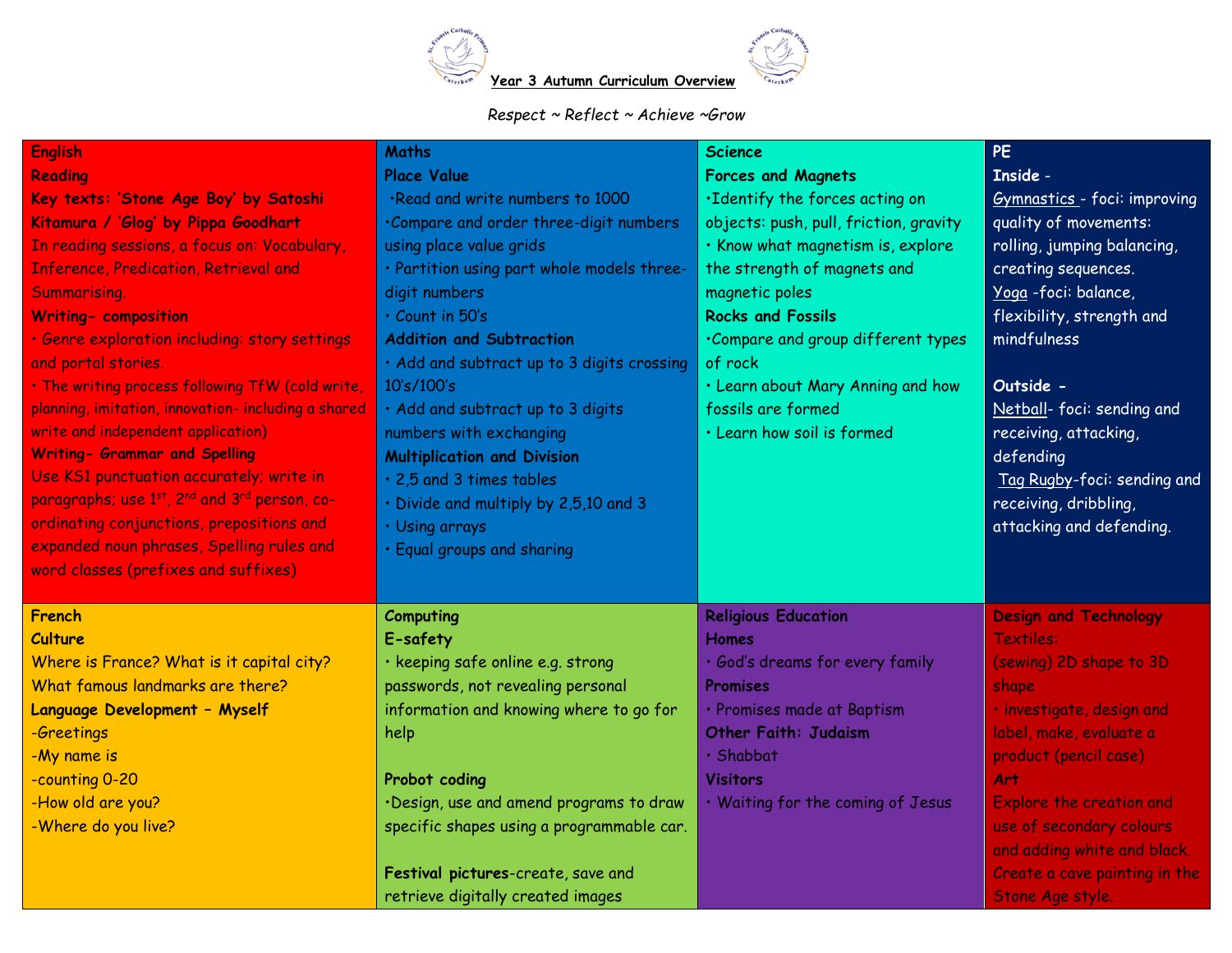# Year 3 Autumn Curriculum Overview

*Respect ~ Reflect ~ Achieve ~Grow*

## English

**Reading**

**Key texts: 'Stone Age Boy' by Satoshi Kitamura / 'Glog' by Pippa Goodhart**

In reading sessions, a focus on: Vocabulary, Inference, Predication, Retrieval and Summarising.

**Writing- composition**

- Genre exploration including: story settings and portal stories.
- The writing process following TfW (cold write, planning, imitation, innovation- including a shared write and independent application)

**Writing- Grammar and Spelling**

Use KS1 punctuation accurately; write in paragraphs; use 1st, 2nd and 3rd person, co-ordinating conjunctions, prepositions and expanded noun phrases, Spelling rules and word classes (prefixes and suffixes)

## Maths

**Place Value**

- Read and write numbers to 1000
- Compare and order three-digit numbers using place value grids
- Partition using part whole models three-digit numbers
- Count in 50's

**Addition and Subtraction**

- Add and subtract up to 3 digits crossing 10's/100's
- Add and subtract up to 3 digits numbers with exchanging

**Multiplication and Division**

- 2,5 and 3 times tables
- Divide and multiply by 2,5,10 and 3
- Using arrays
- Equal groups and sharing

## Science

**Forces and Magnets**

- Identify the forces acting on objects: push, pull, friction, gravity
- Know what magnetism is, explore the strength of magnets and magnetic poles

**Rocks and Fossils**

- Compare and group different types of rock
- Learn about Mary Anning and how fossils are formed
- Learn how soil is formed

## PE

**Inside -**

Gymnastics - foci: improving quality of movements: rolling, jumping balancing, creating sequences.

Yoga -foci: balance, flexibility, strength and mindfulness

**Outside -**

Netball- foci: sending and receiving, attacking, defending

Tag Rugby-foci: sending and receiving, dribbling, attacking and defending.

## French

**Culture**

Where is France? What is it capital city? What famous landmarks are there?

**Language Development – Myself**

-Greetings
-My name is
-counting 0-20
-How old are you?
-Where do you live?

## Computing

**E-safety**

- keeping safe online e.g. strong passwords, not revealing personal information and knowing where to go for help

**Probot coding**

- Design, use and amend programs to draw specific shapes using a programmable car.

**Festival pictures**-create, save and retrieve digitally created images

## Religious Education

**Homes**

- God's dreams for every family

**Promises**

- Promises made at Baptism

**Other Faith: Judaism**

- Shabbat

**Visitors**

- Waiting for the coming of Jesus

## Design and Technology

Textiles:
(sewing) 2D shape to 3D shape

- investigate, design and label, make, evaluate a product (pencil case)

**Art**

Explore the creation and use of secondary colours and adding white and black. Create a cave painting in the Stone Age style.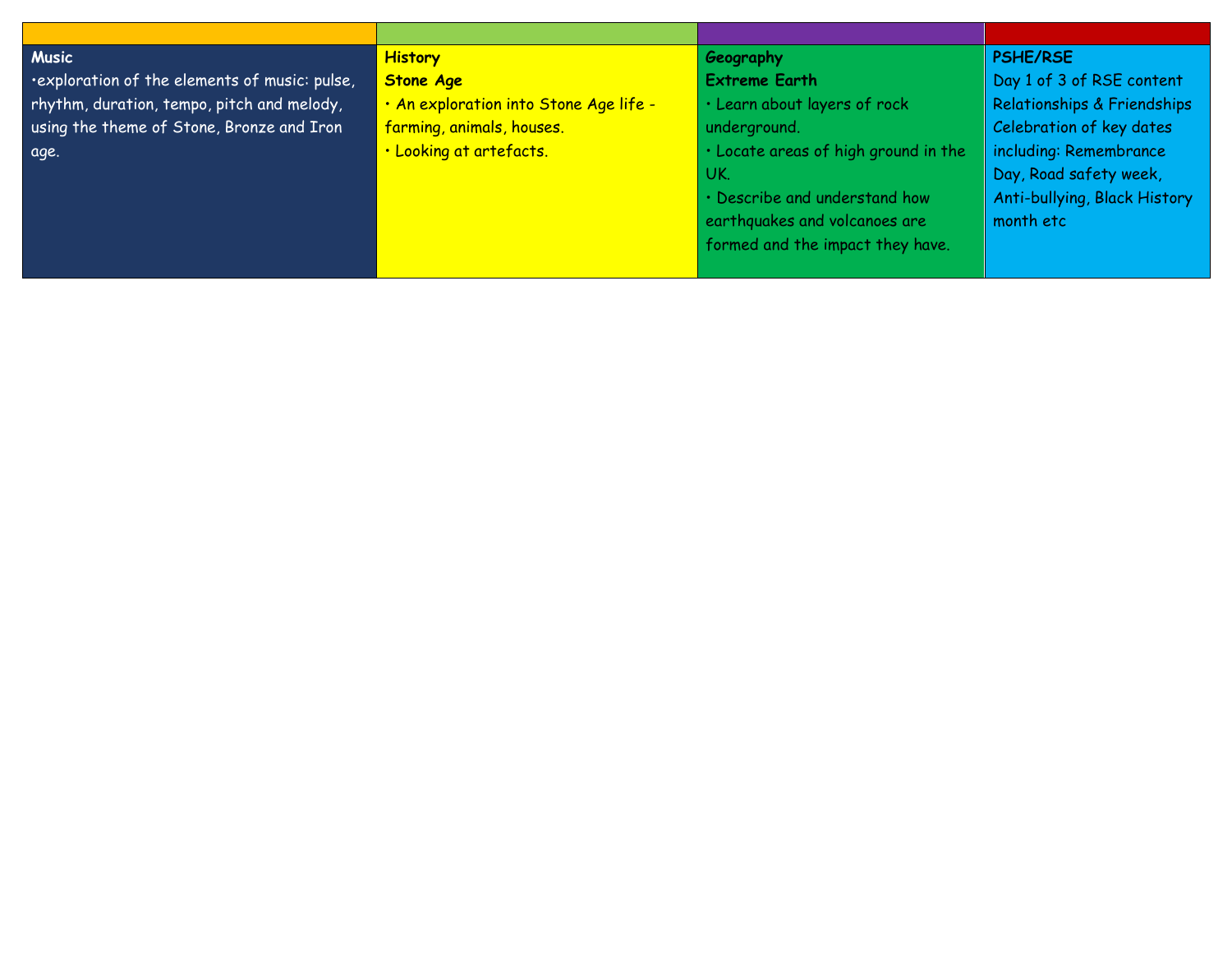| | | | |
|---|---|---|---|
| **Music**<br>•exploration of the elements of music: pulse, rhythm, duration, tempo, pitch and melody, using the theme of Stone, Bronze and Iron age. | **History**<br>**Stone Age**<br>• An exploration into Stone Age life - farming, animals, houses.<br>• Looking at artefacts. | **Geography**<br>**Extreme Earth**<br>• Learn about layers of rock underground.<br>• Locate areas of high ground in the UK.<br>• Describe and understand how earthquakes and volcanoes are formed and the impact they have. | **PSHE/RSE**<br>Day 1 of 3 of RSE content Relationships & Friendships Celebration of key dates including: Remembrance Day, Road safety week, Anti-bullying, Black History month etc |